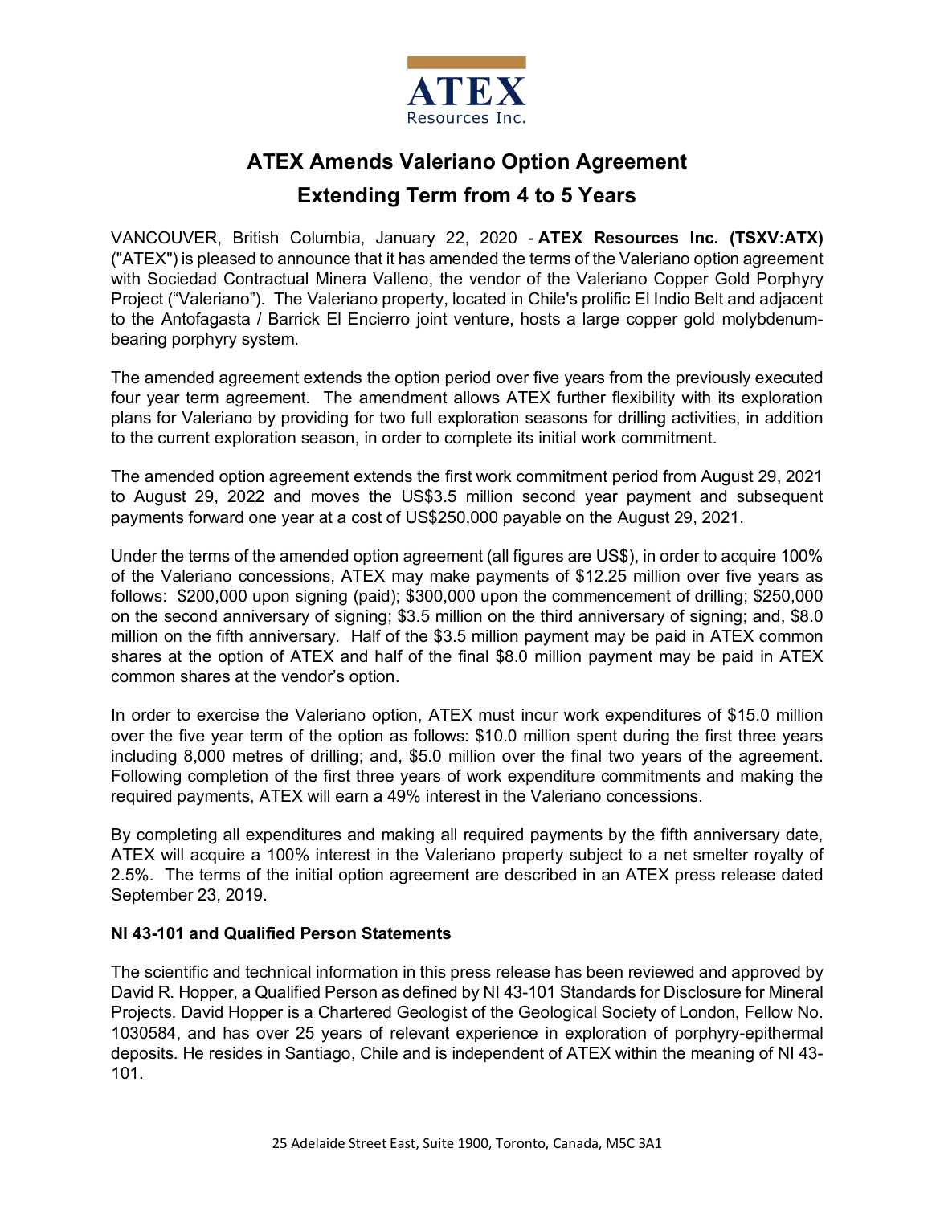ATEX Resources Inc.

# ATEX Amends Valeriano Option Agreement

# Extending Term from 4 to 5 Years

VANCOUVER, British Columbia, January 22, 2020 - **ATEX Resources Inc. (TSXV:ATX)** ("ATEX") is pleased to announce that it has amended the terms of the Valeriano option agreement with Sociedad Contractual Minera Valleno, the vendor of the Valeriano Copper Gold Porphyry Project ("Valeriano"). The Valeriano property, located in Chile's prolific El Indio Belt and adjacent to the Antofagasta / Barrick El Encierro joint venture, hosts a large copper gold molybdenum-bearing porphyry system.

The amended agreement extends the option period over five years from the previously executed four year term agreement. The amendment allows ATEX further flexibility with its exploration plans for Valeriano by providing for two full exploration seasons for drilling activities, in addition to the current exploration season, in order to complete its initial work commitment.

The amended option agreement extends the first work commitment period from August 29, 2021 to August 29, 2022 and moves the US$3.5 million second year payment and subsequent payments forward one year at a cost of US$250,000 payable on the August 29, 2021.

Under the terms of the amended option agreement (all figures are US$), in order to acquire 100% of the Valeriano concessions, ATEX may make payments of $12.25 million over five years as follows: $200,000 upon signing (paid); $300,000 upon the commencement of drilling; $250,000 on the second anniversary of signing; $3.5 million on the third anniversary of signing; and, $8.0 million on the fifth anniversary. Half of the $3.5 million payment may be paid in ATEX common shares at the option of ATEX and half of the final $8.0 million payment may be paid in ATEX common shares at the vendor's option.

In order to exercise the Valeriano option, ATEX must incur work expenditures of $15.0 million over the five year term of the option as follows: $10.0 million spent during the first three years including 8,000 metres of drilling; and, $5.0 million over the final two years of the agreement. Following completion of the first three years of work expenditure commitments and making the required payments, ATEX will earn a 49% interest in the Valeriano concessions.

By completing all expenditures and making all required payments by the fifth anniversary date, ATEX will acquire a 100% interest in the Valeriano property subject to a net smelter royalty of 2.5%. The terms of the initial option agreement are described in an ATEX press release dated September 23, 2019.

**NI 43-101 and Qualified Person Statements**

The scientific and technical information in this press release has been reviewed and approved by David R. Hopper, a Qualified Person as defined by NI 43-101 Standards for Disclosure for Mineral Projects. David Hopper is a Chartered Geologist of the Geological Society of London, Fellow No. 1030584, and has over 25 years of relevant experience in exploration of porphyry-epithermal deposits. He resides in Santiago, Chile and is independent of ATEX within the meaning of NI 43-101.

25 Adelaide Street East, Suite 1900, Toronto, Canada, M5C 3A1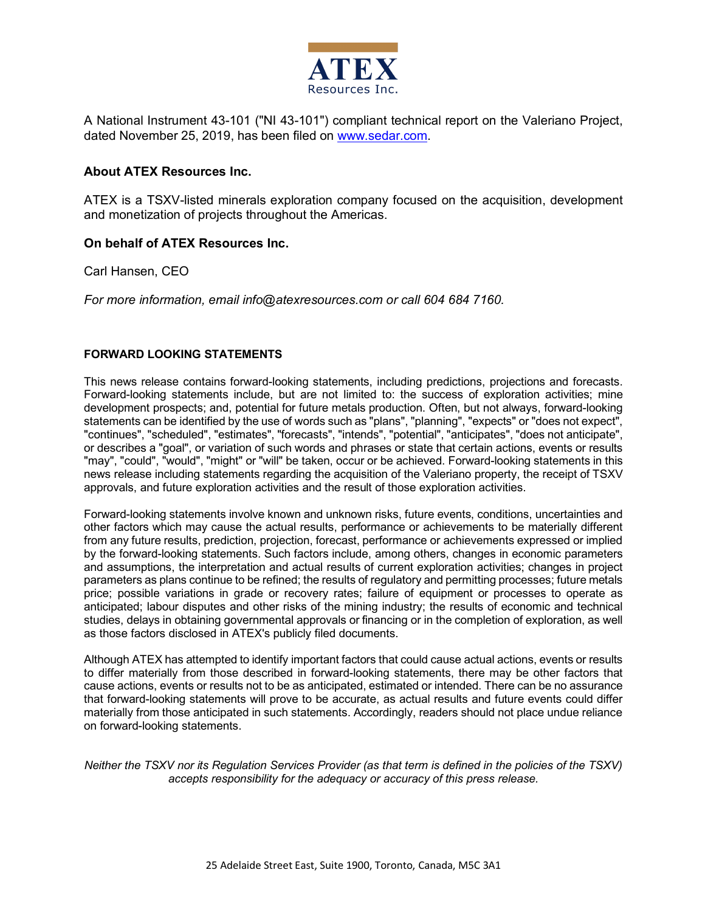A National Instrument 43-101 ("NI 43-101") compliant technical report on the Valeriano Project, dated November 25, 2019, has been filed on www.sedar.com.

## About ATEX Resources Inc.

ATEX is a TSXV-listed minerals exploration company focused on the acquisition, development and monetization of projects throughout the Americas.

## On behalf of ATEX Resources Inc.

Carl Hansen, CEO

*For more information, email info@atexresources.com or call 604 684 7160.*

### FORWARD LOOKING STATEMENTS

This news release contains forward-looking statements, including predictions, projections and forecasts. Forward-looking statements include, but are not limited to: the success of exploration activities; mine development prospects; and, potential for future metals production. Often, but not always, forward-looking statements can be identified by the use of words such as "plans", "planning", "expects" or "does not expect", "continues", "scheduled", "estimates", "forecasts", "intends", "potential", "anticipates", "does not anticipate", or describes a "goal", or variation of such words and phrases or state that certain actions, events or results "may", "could", "would", "might" or "will" be taken, occur or be achieved. Forward-looking statements in this news release including statements regarding the acquisition of the Valeriano property, the receipt of TSXV approvals, and future exploration activities and the result of those exploration activities.

Forward-looking statements involve known and unknown risks, future events, conditions, uncertainties and other factors which may cause the actual results, performance or achievements to be materially different from any future results, prediction, projection, forecast, performance or achievements expressed or implied by the forward-looking statements. Such factors include, among others, changes in economic parameters and assumptions, the interpretation and actual results of current exploration activities; changes in project parameters as plans continue to be refined; the results of regulatory and permitting processes; future metals price; possible variations in grade or recovery rates; failure of equipment or processes to operate as anticipated; labour disputes and other risks of the mining industry; the results of economic and technical studies, delays in obtaining governmental approvals or financing or in the completion of exploration, as well as those factors disclosed in ATEX's publicly filed documents.

Although ATEX has attempted to identify important factors that could cause actual actions, events or results to differ materially from those described in forward-looking statements, there may be other factors that cause actions, events or results not to be as anticipated, estimated or intended. There can be no assurance that forward-looking statements will prove to be accurate, as actual results and future events could differ materially from those anticipated in such statements. Accordingly, readers should not place undue reliance on forward-looking statements.

*Neither the TSXV nor its Regulation Services Provider (as that term is defined in the policies of the TSXV) accepts responsibility for the adequacy or accuracy of this press release.*

25 Adelaide Street East, Suite 1900, Toronto, Canada, M5C 3A1